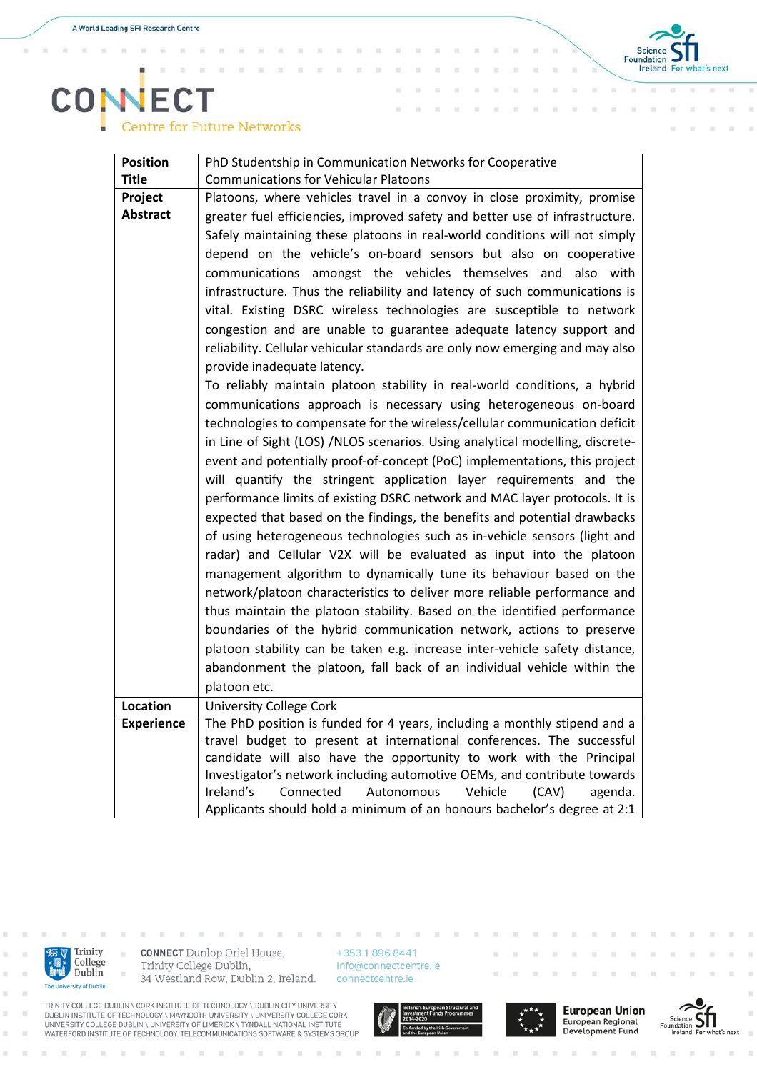# CONNECT

Centre for Future Networks

| | |
|---|---|
| **Position Title** | PhD Studentship in Communication Networks for Cooperative Communications for Vehicular Platoons |
| **Project Abstract** | Platoons, where vehicles travel in a convoy in close proximity, promise greater fuel efficiencies, improved safety and better use of infrastructure. Safely maintaining these platoons in real-world conditions will not simply depend on the vehicle's on-board sensors but also on cooperative communications amongst the vehicles themselves and also with infrastructure. Thus the reliability and latency of such communications is vital. Existing DSRC wireless technologies are susceptible to network congestion and are unable to guarantee adequate latency support and reliability. Cellular vehicular standards are only now emerging and may also provide inadequate latency. To reliably maintain platoon stability in real-world conditions, a hybrid communications approach is necessary using heterogeneous on-board technologies to compensate for the wireless/cellular communication deficit in Line of Sight (LOS) /NLOS scenarios. Using analytical modelling, discrete-event and potentially proof-of-concept (PoC) implementations, this project will quantify the stringent application layer requirements and the performance limits of existing DSRC network and MAC layer protocols. It is expected that based on the findings, the benefits and potential drawbacks of using heterogeneous technologies such as in-vehicle sensors (light and radar) and Cellular V2X will be evaluated as input into the platoon management algorithm to dynamically tune its behaviour based on the network/platoon characteristics to deliver more reliable performance and thus maintain the platoon stability. Based on the identified performance boundaries of the hybrid communication network, actions to preserve platoon stability can be taken e.g. increase inter-vehicle safety distance, abandonment the platoon, fall back of an individual vehicle within the platoon etc. |
| **Location** | University College Cork |
| **Experience** | The PhD position is funded for 4 years, including a monthly stipend and a travel budget to present at international conferences. The successful candidate will also have the opportunity to work with the Principal Investigator's network including automotive OEMs, and contribute towards Ireland's Connected Autonomous Vehicle (CAV) agenda. Applicants should hold a minimum of an honours bachelor's degree at 2:1 |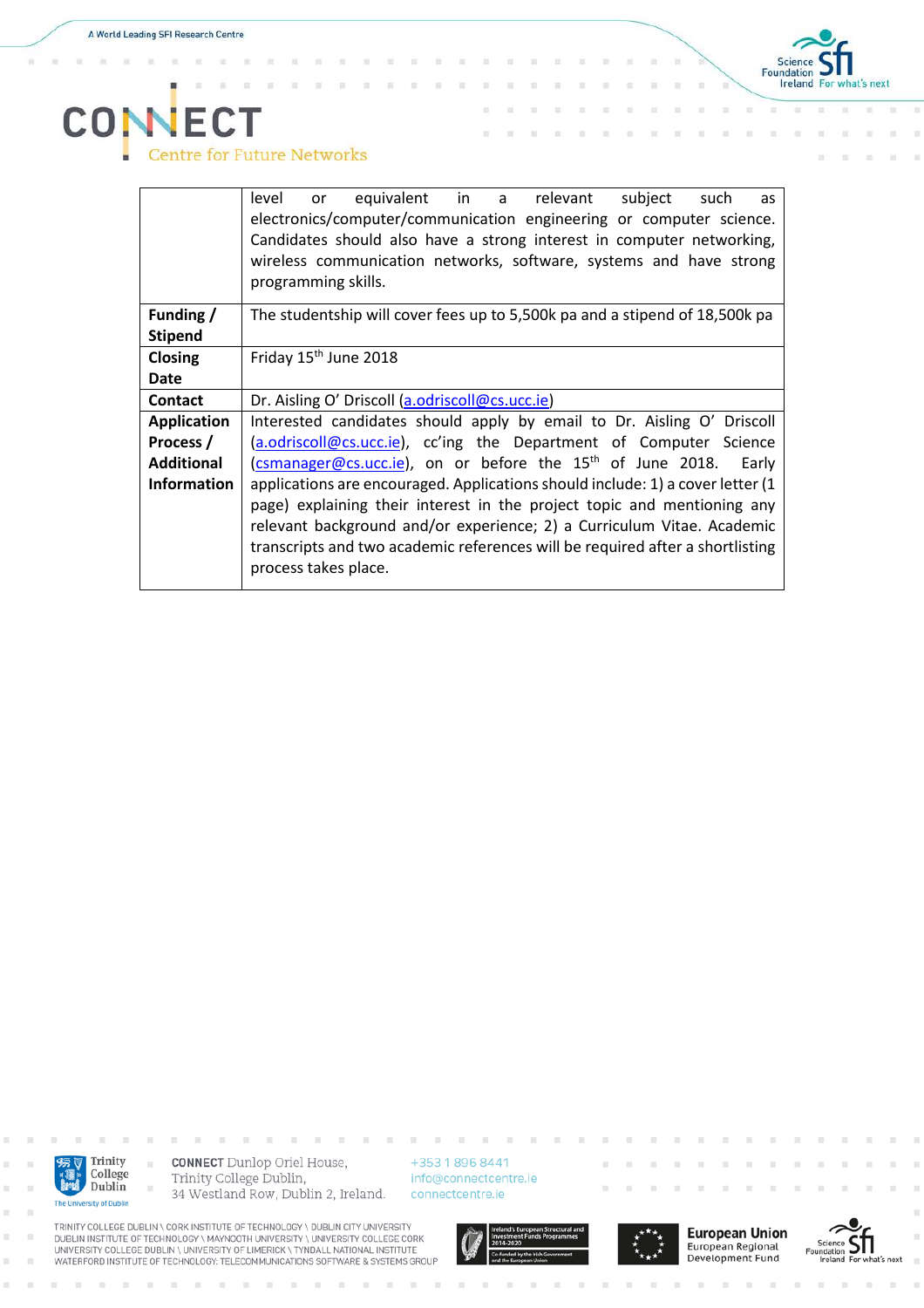| | |
|---|---|
| | level or equivalent in a relevant subject such as electronics/computer/communication engineering or computer science. Candidates should also have a strong interest in computer networking, wireless communication networks, software, systems and have strong programming skills. |
| **Funding / Stipend** | The studentship will cover fees up to 5,500k pa and a stipend of 18,500k pa |
| **Closing Date** | Friday 15th June 2018 |
| **Contact** | Dr. Aisling O' Driscoll (a.odriscoll@cs.ucc.ie) |
| **Application Process / Additional Information** | Interested candidates should apply by email to Dr. Aisling O' Driscoll (a.odriscoll@cs.ucc.ie), cc'ing the Department of Computer Science (csmanager@cs.ucc.ie), on or before the 15th of June 2018. Early applications are encouraged. Applications should include: 1) a cover letter (1 page) explaining their interest in the project topic and mentioning any relevant background and/or experience; 2) a Curriculum Vitae. Academic transcripts and two academic references will be required after a shortlisting process takes place. |